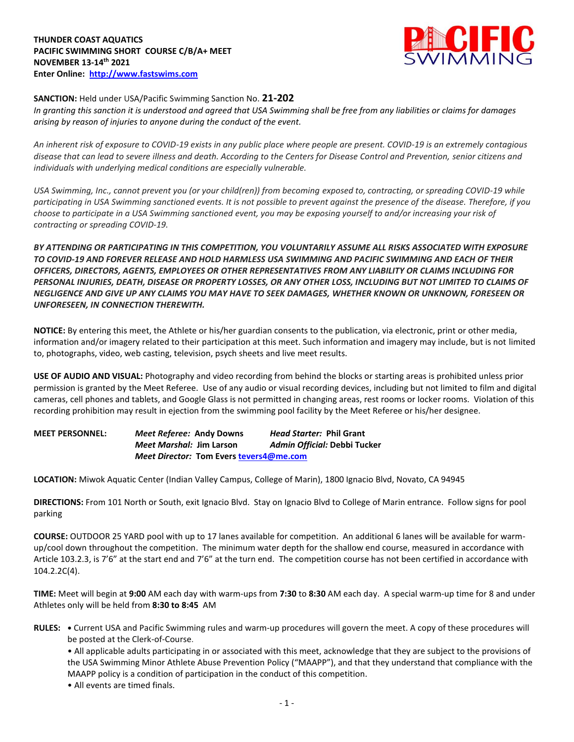**THUNDER COAST AQUATICS**
**PACIFIC SWIMMING SHORT COURSE C/B/A+ MEET**
**NOVEMBER 13-14th 2021**
**Enter Online: [http://www.fastswims.com](http://www.fastswims.com)**

**SANCTION:** Held under USA/Pacific Swimming Sanction No. **21-202**
*In granting this sanction it is understood and agreed that USA Swimming shall be free from any liabilities or claims for damages arising by reason of injuries to anyone during the conduct of the event.*

*An inherent risk of exposure to COVID-19 exists in any public place where people are present. COVID-19 is an extremely contagious disease that can lead to severe illness and death. According to the Centers for Disease Control and Prevention, senior citizens and individuals with underlying medical conditions are especially vulnerable.*

*USA Swimming, Inc., cannot prevent you (or your child(ren)) from becoming exposed to, contracting, or spreading COVID-19 while participating in USA Swimming sanctioned events. It is not possible to prevent against the presence of the disease. Therefore, if you choose to participate in a USA Swimming sanctioned event, you may be exposing yourself to and/or increasing your risk of contracting or spreading COVID-19.*

***BY ATTENDING OR PARTICIPATING IN THIS COMPETITION, YOU VOLUNTARILY ASSUME ALL RISKS ASSOCIATED WITH EXPOSURE TO COVID-19 AND FOREVER RELEASE AND HOLD HARMLESS USA SWIMMING AND PACIFIC SWIMMING AND EACH OF THEIR OFFICERS, DIRECTORS, AGENTS, EMPLOYEES OR OTHER REPRESENTATIVES FROM ANY LIABILITY OR CLAIMS INCLUDING FOR PERSONAL INJURIES, DEATH, DISEASE OR PROPERTY LOSSES, OR ANY OTHER LOSS, INCLUDING BUT NOT LIMITED TO CLAIMS OF NEGLIGENCE AND GIVE UP ANY CLAIMS YOU MAY HAVE TO SEEK DAMAGES, WHETHER KNOWN OR UNKNOWN, FORESEEN OR UNFORESEEN, IN CONNECTION THEREWITH.***

**NOTICE:** By entering this meet, the Athlete or his/her guardian consents to the publication, via electronic, print or other media, information and/or imagery related to their participation at this meet. Such information and imagery may include, but is not limited to, photographs, video, web casting, television, psych sheets and live meet results.

**USE OF AUDIO AND VISUAL:** Photography and video recording from behind the blocks or starting areas is prohibited unless prior permission is granted by the Meet Referee. Use of any audio or visual recording devices, including but not limited to film and digital cameras, cell phones and tablets, and Google Glass is not permitted in changing areas, rest rooms or locker rooms. Violation of this recording prohibition may result in ejection from the swimming pool facility by the Meet Referee or his/her designee.

**MEET PERSONNEL:** *Meet Referee:* **Andy Downs** *Head Starter:* **Phil Grant**
*Meet Marshal:* **Jim Larson** *Admin Official:* **Debbi Tucker**
*Meet Director:* **Tom Evers [tevers4@me.com](mailto:tevers4@me.com)**

**LOCATION:** Miwok Aquatic Center (Indian Valley Campus, College of Marin), 1800 Ignacio Blvd, Novato, CA 94945

**DIRECTIONS:** From 101 North or South, exit Ignacio Blvd. Stay on Ignacio Blvd to College of Marin entrance. Follow signs for pool parking

**COURSE:** OUTDOOR 25 YARD pool with up to 17 lanes available for competition. An additional 6 lanes will be available for warm-up/cool down throughout the competition. The minimum water depth for the shallow end course, measured in accordance with Article 103.2.3, is 7'6" at the start end and 7'6" at the turn end. The competition course has not been certified in accordance with 104.2.2C(4).

**TIME:** Meet will begin at **9:00** AM each day with warm-ups from **7:30** to **8:30** AM each day. A special warm-up time for 8 and under Athletes only will be held from **8:30 to 8:45** AM

**RULES:**
- Current USA and Pacific Swimming rules and warm-up procedures will govern the meet. A copy of these procedures will be posted at the Clerk-of-Course.
- All applicable adults participating in or associated with this meet, acknowledge that they are subject to the provisions of the USA Swimming Minor Athlete Abuse Prevention Policy ("MAAPP"), and that they understand that compliance with the MAAPP policy is a condition of participation in the conduct of this competition.
- All events are timed finals.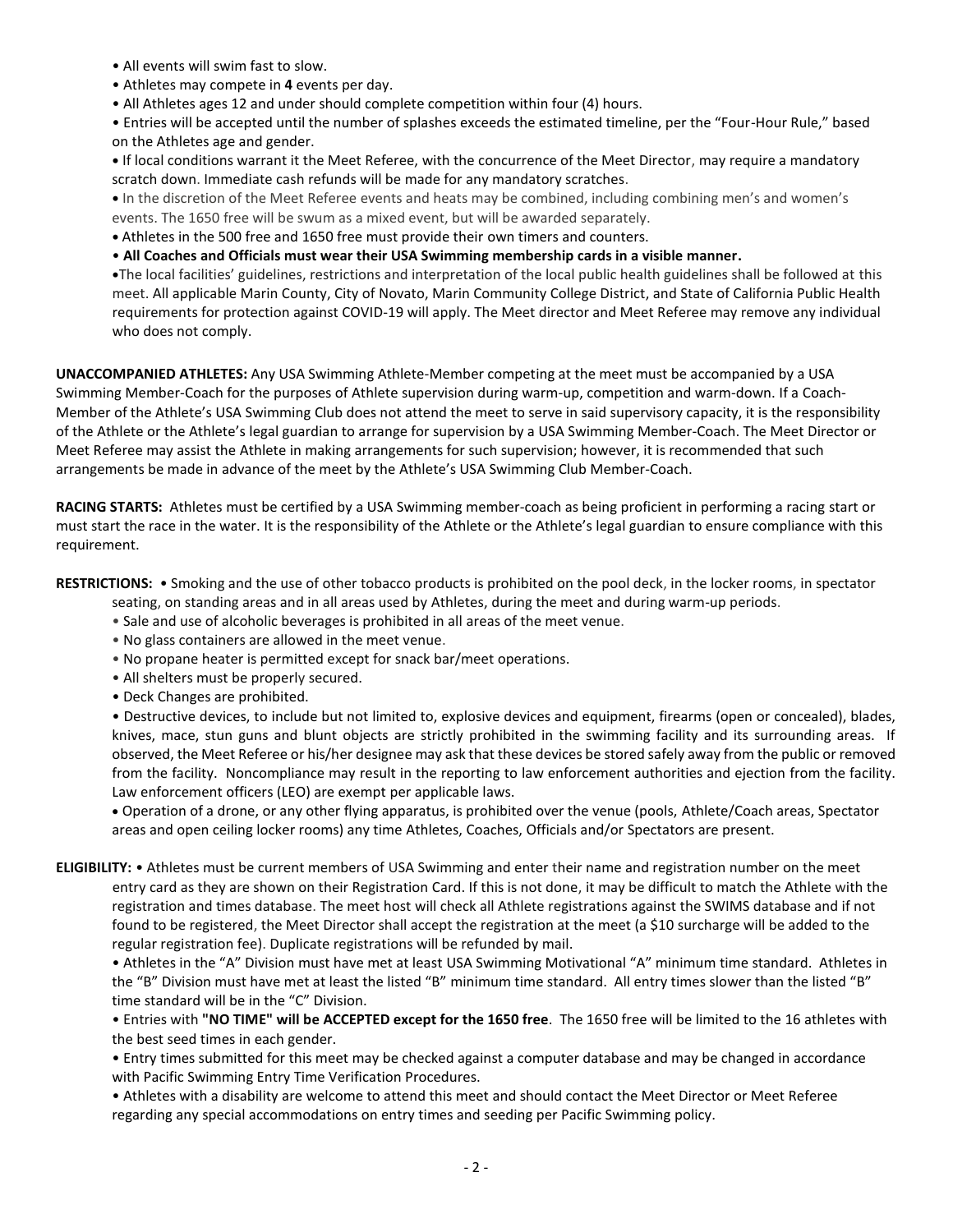- All events will swim fast to slow.
- Athletes may compete in **4** events per day.
- All Athletes ages 12 and under should complete competition within four (4) hours.
- Entries will be accepted until the number of splashes exceeds the estimated timeline, per the "Four-Hour Rule," based on the Athletes age and gender.
- If local conditions warrant it the Meet Referee, with the concurrence of the Meet Director, may require a mandatory scratch down. Immediate cash refunds will be made for any mandatory scratches.
- In the discretion of the Meet Referee events and heats may be combined, including combining men's and women's events. The 1650 free will be swum as a mixed event, but will be awarded separately.
- Athletes in the 500 free and 1650 free must provide their own timers and counters.
- **All Coaches and Officials must wear their USA Swimming membership cards in a visible manner.**
- The local facilities' guidelines, restrictions and interpretation of the local public health guidelines shall be followed at this meet. All applicable Marin County, City of Novato, Marin Community College District, and State of California Public Health requirements for protection against COVID-19 will apply. The Meet director and Meet Referee may remove any individual who does not comply.

**UNACCOMPANIED ATHLETES:** Any USA Swimming Athlete-Member competing at the meet must be accompanied by a USA Swimming Member-Coach for the purposes of Athlete supervision during warm-up, competition and warm-down. If a Coach-Member of the Athlete's USA Swimming Club does not attend the meet to serve in said supervisory capacity, it is the responsibility of the Athlete or the Athlete's legal guardian to arrange for supervision by a USA Swimming Member-Coach. The Meet Director or Meet Referee may assist the Athlete in making arrangements for such supervision; however, it is recommended that such arrangements be made in advance of the meet by the Athlete's USA Swimming Club Member-Coach.

**RACING STARTS:** Athletes must be certified by a USA Swimming member-coach as being proficient in performing a racing start or must start the race in the water. It is the responsibility of the Athlete or the Athlete's legal guardian to ensure compliance with this requirement.

**RESTRICTIONS:**
- Smoking and the use of other tobacco products is prohibited on the pool deck, in the locker rooms, in spectator seating, on standing areas and in all areas used by Athletes, during the meet and during warm-up periods.
- Sale and use of alcoholic beverages is prohibited in all areas of the meet venue.
- No glass containers are allowed in the meet venue.
- No propane heater is permitted except for snack bar/meet operations.
- All shelters must be properly secured.
- Deck Changes are prohibited.
- Destructive devices, to include but not limited to, explosive devices and equipment, firearms (open or concealed), blades, knives, mace, stun guns and blunt objects are strictly prohibited in the swimming facility and its surrounding areas. If observed, the Meet Referee or his/her designee may ask that these devices be stored safely away from the public or removed from the facility. Noncompliance may result in the reporting to law enforcement authorities and ejection from the facility. Law enforcement officers (LEO) are exempt per applicable laws.
- Operation of a drone, or any other flying apparatus, is prohibited over the venue (pools, Athlete/Coach areas, Spectator areas and open ceiling locker rooms) any time Athletes, Coaches, Officials and/or Spectators are present.

**ELIGIBILITY:**
- Athletes must be current members of USA Swimming and enter their name and registration number on the meet entry card as they are shown on their Registration Card. If this is not done, it may be difficult to match the Athlete with the registration and times database. The meet host will check all Athlete registrations against the SWIMS database and if not found to be registered, the Meet Director shall accept the registration at the meet (a $10 surcharge will be added to the regular registration fee). Duplicate registrations will be refunded by mail.
- Athletes in the "A" Division must have met at least USA Swimming Motivational "A" minimum time standard. Athletes in the "B" Division must have met at least the listed "B" minimum time standard. All entry times slower than the listed "B" time standard will be in the "C" Division.
- Entries with **"NO TIME" will be ACCEPTED except for the 1650 free**. The 1650 free will be limited to the 16 athletes with the best seed times in each gender.
- Entry times submitted for this meet may be checked against a computer database and may be changed in accordance with Pacific Swimming Entry Time Verification Procedures.
- Athletes with a disability are welcome to attend this meet and should contact the Meet Director or Meet Referee regarding any special accommodations on entry times and seeding per Pacific Swimming policy.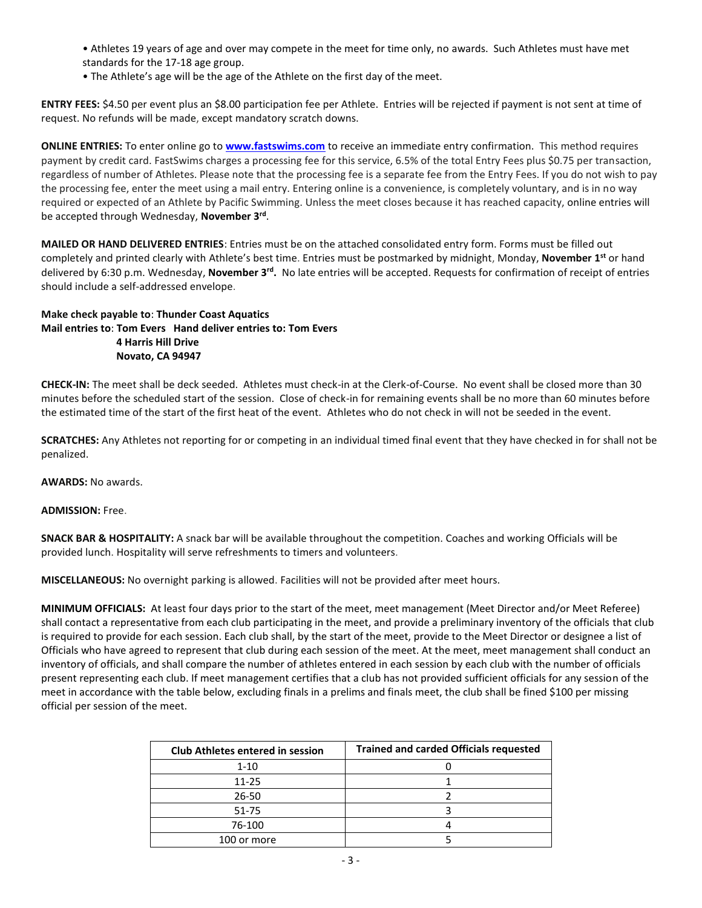- Athletes 19 years of age and over may compete in the meet for time only, no awards. Such Athletes must have met standards for the 17-18 age group.
- The Athlete's age will be the age of the Athlete on the first day of the meet.

**ENTRY FEES:** $4.50 per event plus an $8.00 participation fee per Athlete. Entries will be rejected if payment is not sent at time of request. No refunds will be made, except mandatory scratch downs.

**ONLINE ENTRIES:** To enter online go to **www.fastswims.com** to receive an immediate entry confirmation. This method requires payment by credit card. FastSwims charges a processing fee for this service, 6.5% of the total Entry Fees plus $0.75 per transaction, regardless of number of Athletes. Please note that the processing fee is a separate fee from the Entry Fees. If you do not wish to pay the processing fee, enter the meet using a mail entry. Entering online is a convenience, is completely voluntary, and is in no way required or expected of an Athlete by Pacific Swimming. Unless the meet closes because it has reached capacity, online entries will be accepted through Wednesday, **November 3rd**.

**MAILED OR HAND DELIVERED ENTRIES**: Entries must be on the attached consolidated entry form. Forms must be filled out completely and printed clearly with Athlete's best time. Entries must be postmarked by midnight, Monday, **November 1st** or hand delivered by 6:30 p.m. Wednesday, **November 3rd.** No late entries will be accepted. Requests for confirmation of receipt of entries should include a self-addressed envelope.

**Make check payable to**: **Thunder Coast Aquatics**
**Mail entries to**: **Tom Evers Hand deliver entries to: Tom Evers**
**4 Harris Hill Drive**
**Novato, CA 94947**

**CHECK-IN:** The meet shall be deck seeded. Athletes must check-in at the Clerk-of-Course. No event shall be closed more than 30 minutes before the scheduled start of the session. Close of check-in for remaining events shall be no more than 60 minutes before the estimated time of the start of the first heat of the event. Athletes who do not check in will not be seeded in the event.

**SCRATCHES:** Any Athletes not reporting for or competing in an individual timed final event that they have checked in for shall not be penalized.

**AWARDS:** No awards.

**ADMISSION:** Free.

**SNACK BAR & HOSPITALITY:** A snack bar will be available throughout the competition. Coaches and working Officials will be provided lunch. Hospitality will serve refreshments to timers and volunteers.

**MISCELLANEOUS:** No overnight parking is allowed. Facilities will not be provided after meet hours.

**MINIMUM OFFICIALS:** At least four days prior to the start of the meet, meet management (Meet Director and/or Meet Referee) shall contact a representative from each club participating in the meet, and provide a preliminary inventory of the officials that club is required to provide for each session. Each club shall, by the start of the meet, provide to the Meet Director or designee a list of Officials who have agreed to represent that club during each session of the meet. At the meet, meet management shall conduct an inventory of officials, and shall compare the number of athletes entered in each session by each club with the number of officials present representing each club. If meet management certifies that a club has not provided sufficient officials for any session of the meet in accordance with the table below, excluding finals in a prelims and finals meet, the club shall be fined $100 per missing official per session of the meet.

| Club Athletes entered in session | Trained and carded Officials requested |
|---|---|
| 1-10 | 0 |
| 11-25 | 1 |
| 26-50 | 2 |
| 51-75 | 3 |
| 76-100 | 4 |
| 100 or more | 5 |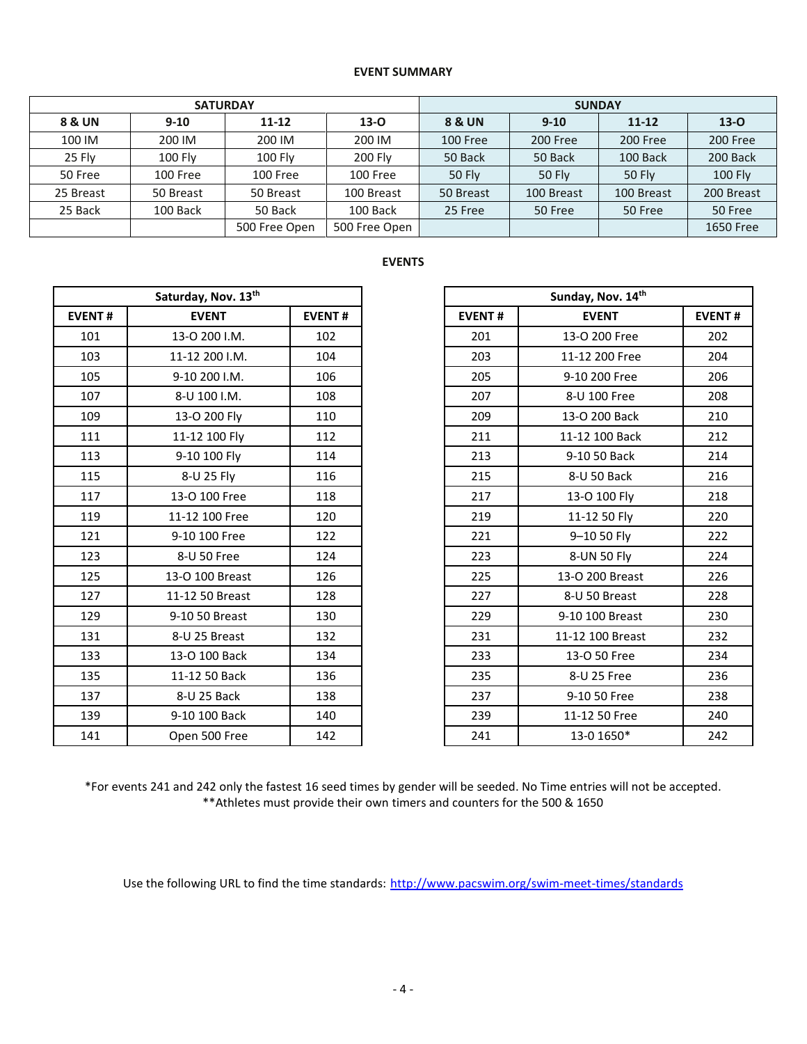**EVENT SUMMARY**

| SATURDAY | | | | SUNDAY | | | |
|---|---|---|---|---|---|---|---|
| **8 & UN** | **9-10** | **11-12** | **13-O** | **8 & UN** | **9-10** | **11-12** | **13-O** |
| 100 IM | 200 IM | 200 IM | 200 IM | 100 Free | 200 Free | 200 Free | 200 Free |
| 25 Fly | 100 Fly | 100 Fly | 200 Fly | 50 Back | 50 Back | 100 Back | 200 Back |
| 50 Free | 100 Free | 100 Free | 100 Free | 50 Fly | 50 Fly | 50 Fly | 100 Fly |
| 25 Breast | 50 Breast | 50 Breast | 100 Breast | 50 Breast | 100 Breast | 100 Breast | 200 Breast |
| 25 Back | 100 Back | 50 Back | 100 Back | 25 Free | 50 Free | 50 Free | 50 Free |
| | | 500 Free Open | 500 Free Open | | | | 1650 Free |

**EVENTS**

| Saturday, Nov. 13th | | |
|---|---|---|
| **EVENT #** | **EVENT** | **EVENT #** |
| 101 | 13-O 200 I.M. | 102 |
| 103 | 11-12 200 I.M. | 104 |
| 105 | 9-10 200 I.M. | 106 |
| 107 | 8-U 100 I.M. | 108 |
| 109 | 13-O 200 Fly | 110 |
| 111 | 11-12 100 Fly | 112 |
| 113 | 9-10 100 Fly | 114 |
| 115 | 8-U 25 Fly | 116 |
| 117 | 13-O 100 Free | 118 |
| 119 | 11-12 100 Free | 120 |
| 121 | 9-10 100 Free | 122 |
| 123 | 8-U 50 Free | 124 |
| 125 | 13-O 100 Breast | 126 |
| 127 | 11-12 50 Breast | 128 |
| 129 | 9-10 50 Breast | 130 |
| 131 | 8-U 25 Breast | 132 |
| 133 | 13-O 100 Back | 134 |
| 135 | 11-12 50 Back | 136 |
| 137 | 8-U 25 Back | 138 |
| 139 | 9-10 100 Back | 140 |
| 141 | Open 500 Free | 142 |

| Sunday, Nov. 14th | | |
|---|---|---|
| **EVENT #** | **EVENT** | **EVENT #** |
| 201 | 13-O 200 Free | 202 |
| 203 | 11-12 200 Free | 204 |
| 205 | 9-10 200 Free | 206 |
| 207 | 8-U 100 Free | 208 |
| 209 | 13-O 200 Back | 210 |
| 211 | 11-12 100 Back | 212 |
| 213 | 9-10 50 Back | 214 |
| 215 | 8-U 50 Back | 216 |
| 217 | 13-O 100 Fly | 218 |
| 219 | 11-12 50 Fly | 220 |
| 221 | 9–10 50 Fly | 222 |
| 223 | 8-UN 50 Fly | 224 |
| 225 | 13-O 200 Breast | 226 |
| 227 | 8-U 50 Breast | 228 |
| 229 | 9-10 100 Breast | 230 |
| 231 | 11-12 100 Breast | 232 |
| 233 | 13-O 50 Free | 234 |
| 235 | 8-U 25 Free | 236 |
| 237 | 9-10 50 Free | 238 |
| 239 | 11-12 50 Free | 240 |
| 241 | 13-0 1650* | 242 |

*For events 241 and 242 only the fastest 16 seed times by gender will be seeded. No Time entries will not be accepted.
**Athletes must provide their own timers and counters for the 500 & 1650

Use the following URL to find the time standards: [http://www.pacswim.org/swim-meet-times/standards](http://www.pacswim.org/swim-meet-times/standards)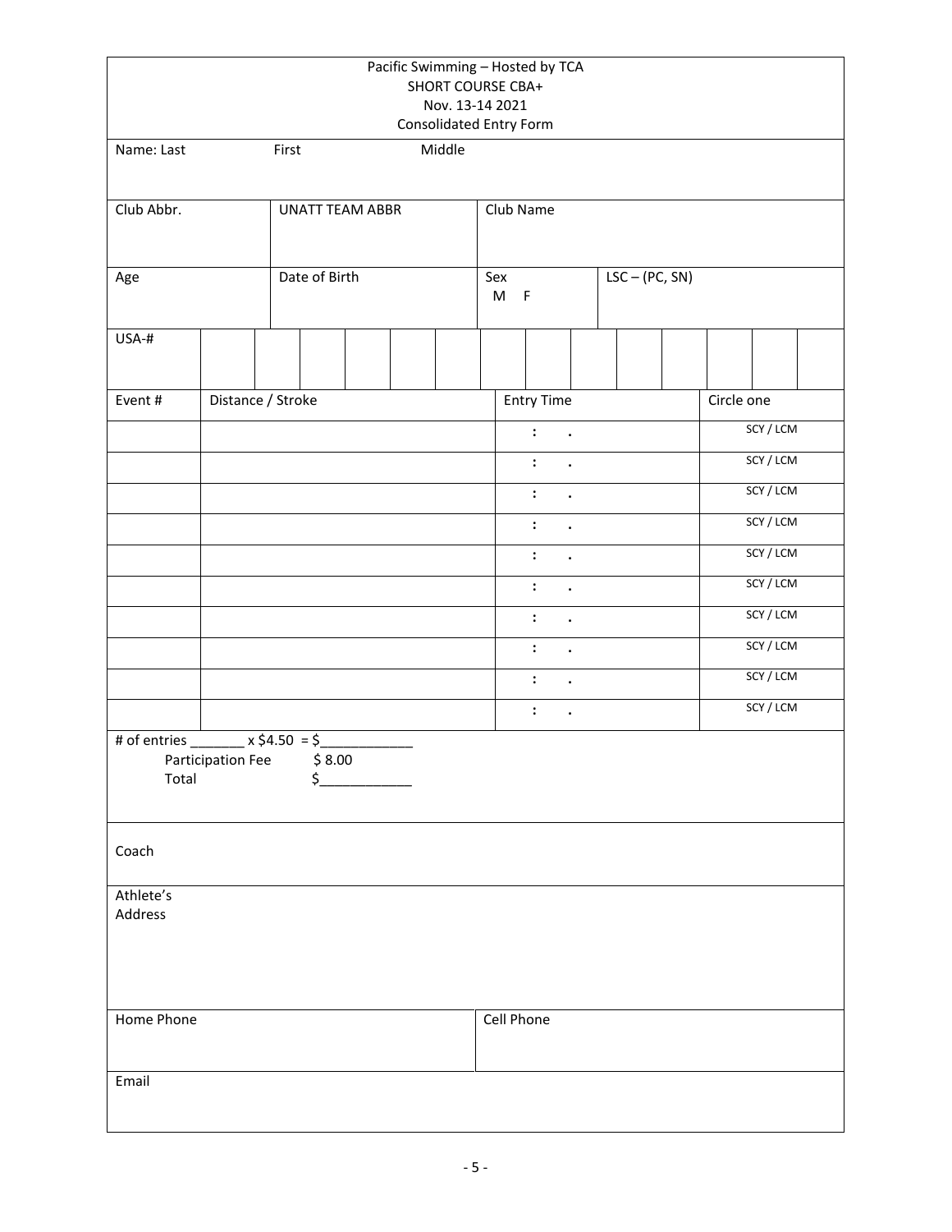Pacific Swimming – Hosted by TCA
SHORT COURSE CBA+
Nov. 13-14 2021
Consolidated Entry Form

| | | | |
|---|---|---|---|
| Name: Last | First | Middle | |
| Club Abbr. | UNATT TEAM ABBR | Club Name | |
| Age | Date of Birth | Sex<br>M F | LSC – (PC, SN) |
| USA-# | | | |

| Event # | Distance / Stroke | Entry Time | Circle one |
|---|---|---|---|
| | | : . | SCY / LCM |
| | | : . | SCY / LCM |
| | | : . | SCY / LCM |
| | | : . | SCY / LCM |
| | | : . | SCY / LCM |
| | | : . | SCY / LCM |
| | | : . | SCY / LCM |
| | | : . | SCY / LCM |
| | | : . | SCY / LCM |
| | | : . | SCY / LCM |

# of entries _______ x $4.50 = $____________
Participation Fee $ 8.00
Total $____________

| | |
|---|---|
| Coach | |
| Athlete's Address | |
| Home Phone | Cell Phone |
| Email | |